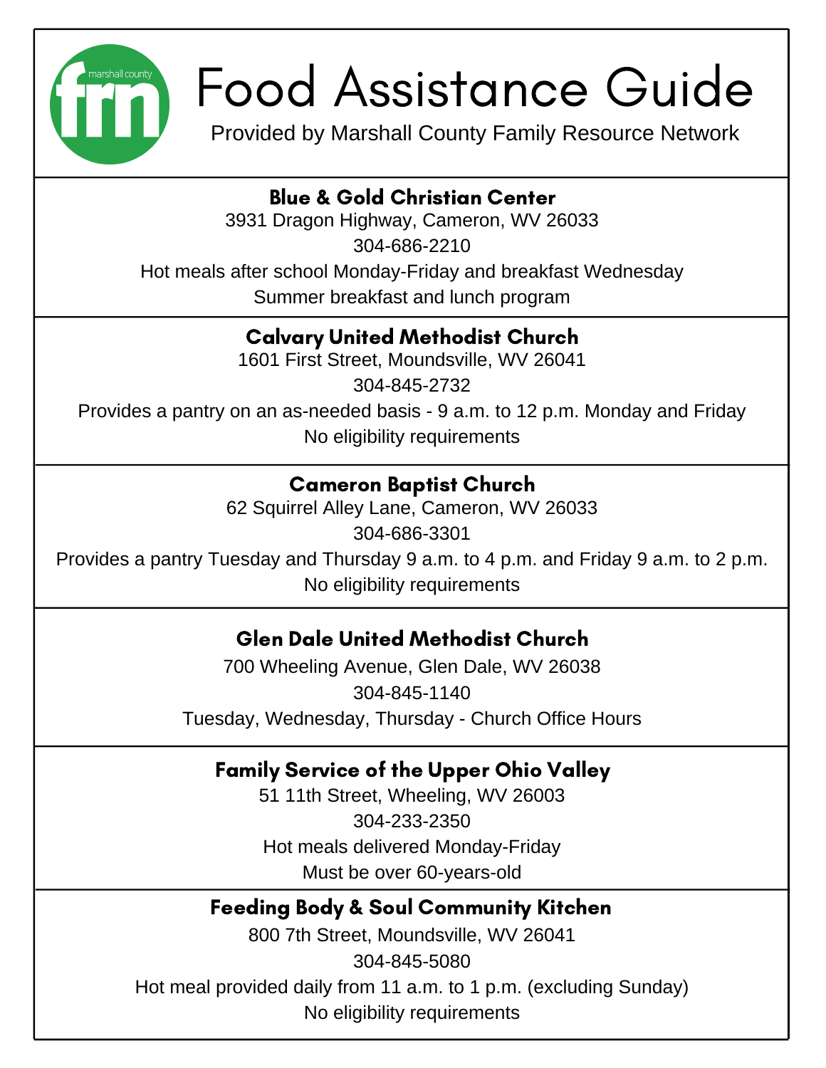# Food Assistance Guide

Provided by Marshall County Family Resource Network

## Blue & Gold Christian Center

3931 Dragon Highway, Cameron, WV 26033

304-686-2210

Hot meals after school Monday-Friday and breakfast Wednesday

Summer breakfast and lunch program

## Calvary United Methodist Church

1601 First Street, Moundsville, WV 26041

304-845-2732

Provides a pantry on an as-needed basis - 9 a.m. to 12 p.m. Monday and Friday

No eligibility requirements

## Cameron Baptist Church

62 Squirrel Alley Lane, Cameron, WV 26033

304-686-3301

Provides a pantry Tuesday and Thursday 9 a.m. to 4 p.m. and Friday 9 a.m. to 2 p.m.

No eligibility requirements

## Glen Dale United Methodist Church

700 Wheeling Avenue, Glen Dale, WV 26038

304-845-1140

Tuesday, Wednesday, Thursday - Church Office Hours

## Family Service of the Upper Ohio Valley

51 11th Street, Wheeling, WV 26003

304-233-2350

Hot meals delivered Monday-Friday

Must be over 60-years-old

## Feeding Body & Soul Community Kitchen

800 7th Street, Moundsville, WV 26041

304-845-5080

Hot meal provided daily from 11 a.m. to 1 p.m. (excluding Sunday)

No eligibility requirements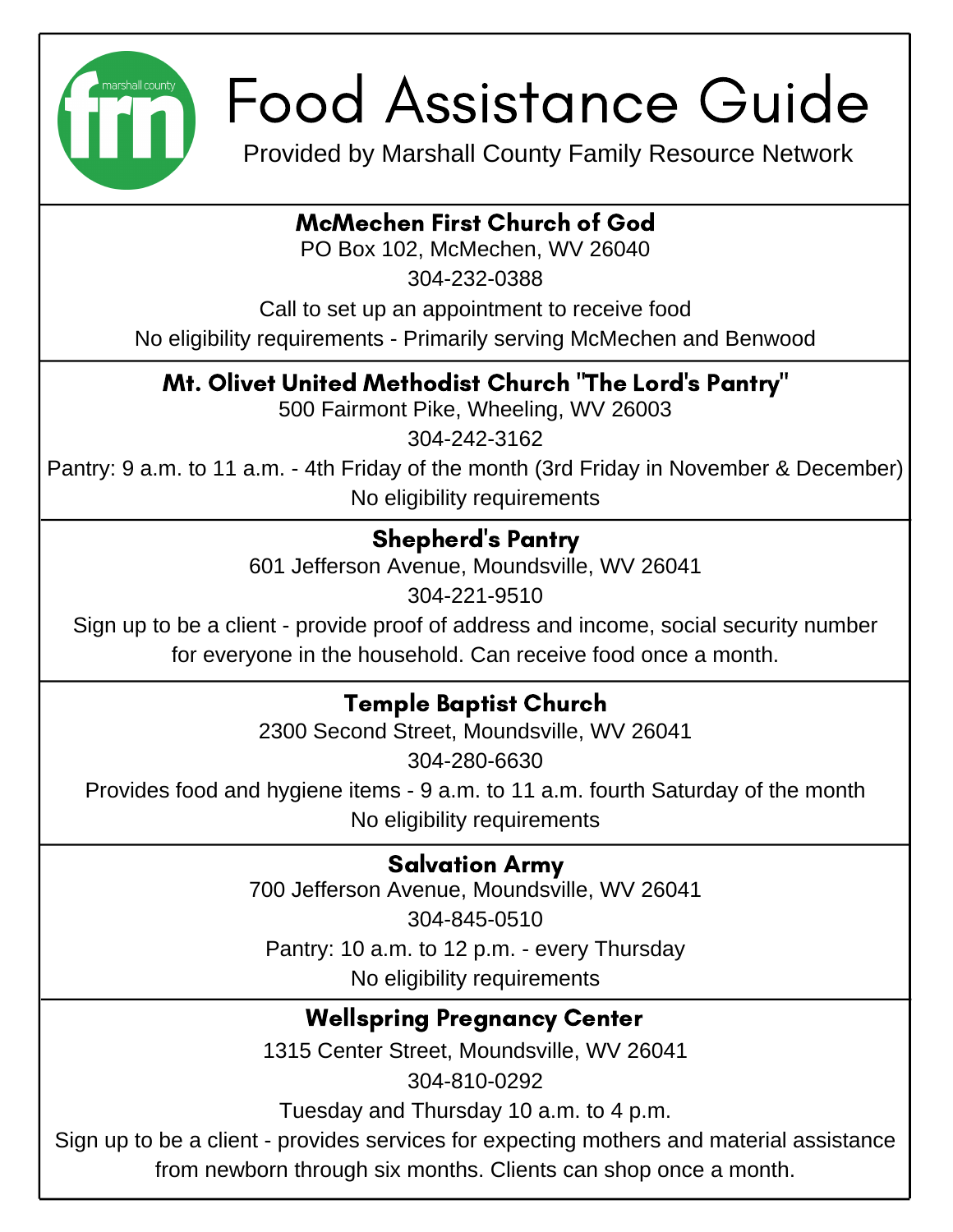# Food Assistance Guide

Provided by Marshall County Family Resource Network

## McMechen First Church of God

PO Box 102, McMechen, WV 26040

304-232-0388

Call to set up an appointment to receive food

No eligibility requirements - Primarily serving McMechen and Benwood

## Mt. Olivet United Methodist Church "The Lord's Pantry"

500 Fairmont Pike, Wheeling, WV 26003

304-242-3162

Pantry: 9 a.m. to 11 a.m. - 4th Friday of the month (3rd Friday in November & December)

No eligibility requirements

## Shepherd's Pantry

601 Jefferson Avenue, Moundsville, WV 26041

304-221-9510

Sign up to be a client - provide proof of address and income, social security number for everyone in the household. Can receive food once a month.

## Temple Baptist Church

2300 Second Street, Moundsville, WV 26041

304-280-6630

Provides food and hygiene items - 9 a.m. to 11 a.m. fourth Saturday of the month

No eligibility requirements

## Salvation Army

700 Jefferson Avenue, Moundsville, WV 26041

304-845-0510

Pantry: 10 a.m. to 12 p.m. - every Thursday

No eligibility requirements

## Wellspring Pregnancy Center

1315 Center Street, Moundsville, WV 26041

304-810-0292

Tuesday and Thursday 10 a.m. to 4 p.m.

Sign up to be a client - provides services for expecting mothers and material assistance from newborn through six months. Clients can shop once a month.